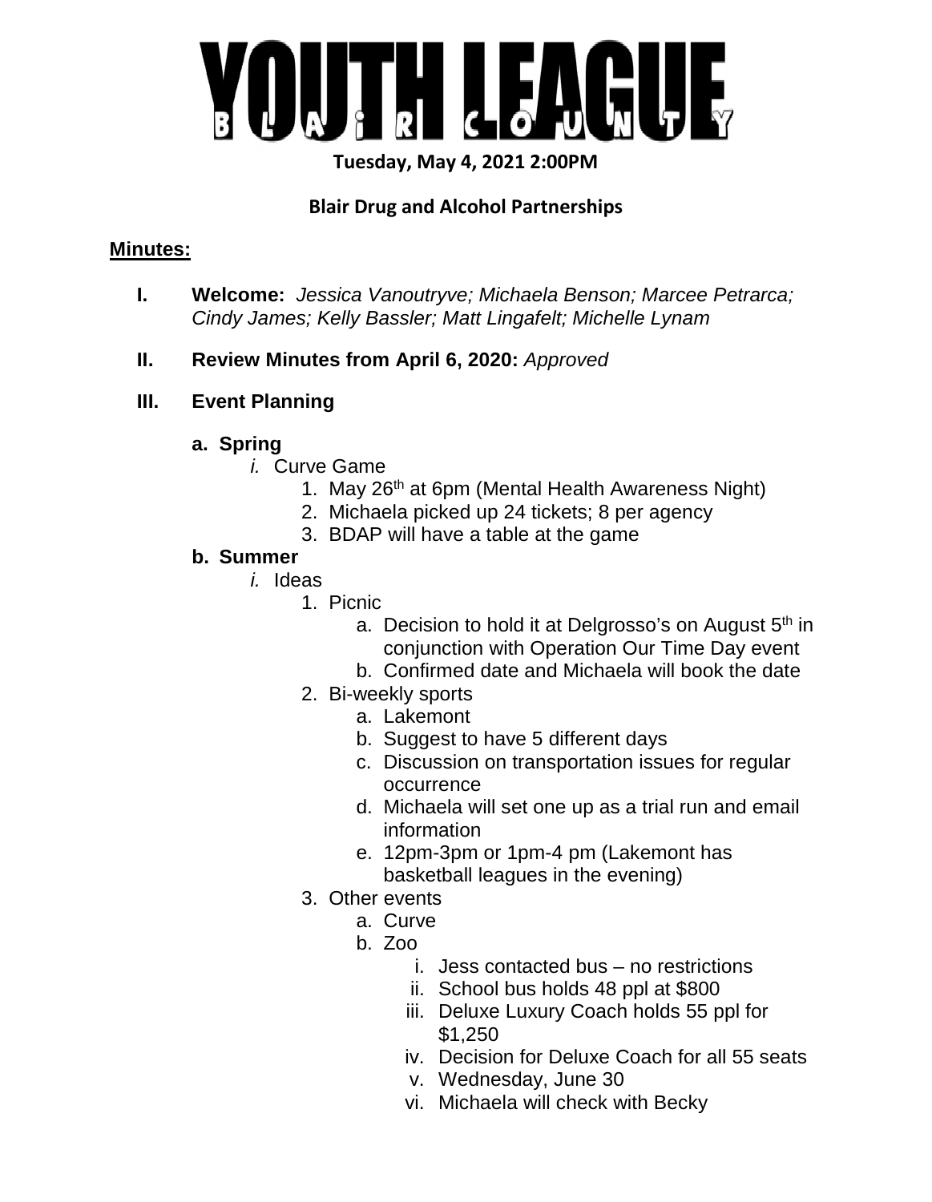# YOUTH LEAGUE

B L A i R C O U N T Y

**Tuesday, May 4, 2021 2:00PM**

**Blair Drug and Alcohol Partnerships**

**Minutes:**

I. **Welcome:** *Jessica Vanoutryve; Michaela Benson; Marcee Petrarca; Cindy James; Kelly Bassler; Matt Lingafelt; Michelle Lynam*

II. **Review Minutes from April 6, 2020:** *Approved*

III. **Event Planning**

   a. **Spring**
      - *i.* Curve Game
         1. May 26th at 6pm (Mental Health Awareness Night)
         2. Michaela picked up 24 tickets; 8 per agency
         3. BDAP will have a table at the game

   b. **Summer**
      - *i.* Ideas
         1. Picnic
            - a. Decision to hold it at Delgrosso's on August 5th in conjunction with Operation Our Time Day event
            - b. Confirmed date and Michaela will book the date
         2. Bi-weekly sports
            - a. Lakemont
            - b. Suggest to have 5 different days
            - c. Discussion on transportation issues for regular occurrence
            - d. Michaela will set one up as a trial run and email information
            - e. 12pm-3pm or 1pm-4 pm (Lakemont has basketball leagues in the evening)
         3. Other events
            - a. Curve
            - b. Zoo
               - i. Jess contacted bus – no restrictions
               - ii. School bus holds 48 ppl at $800
               - iii. Deluxe Luxury Coach holds 55 ppl for $1,250
               - iv. Decision for Deluxe Coach for all 55 seats
               - v. Wednesday, June 30
               - vi. Michaela will check with Becky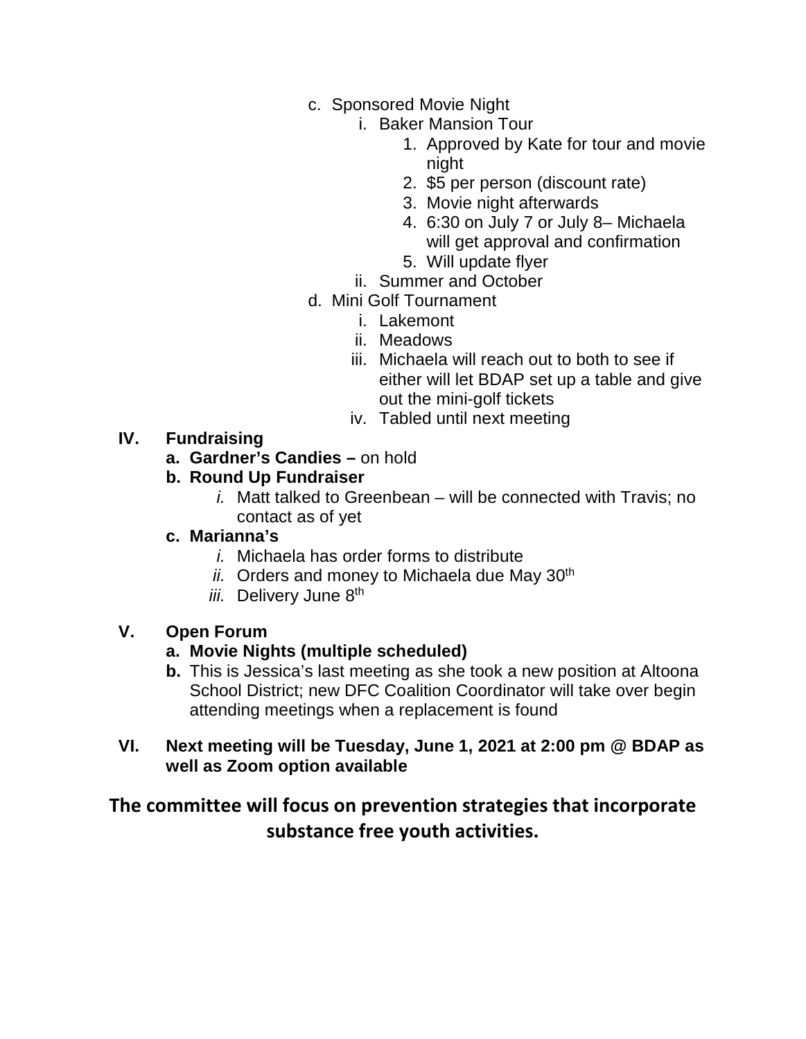- c. Sponsored Movie Night
    - i. Baker Mansion Tour
        1. Approved by Kate for tour and movie night
        2. $5 per person (discount rate)
        3. Movie night afterwards
        4. 6:30 on July 7 or July 8– Michaela will get approval and confirmation
        5. Will update flyer
    - ii. Summer and October
- d. Mini Golf Tournament
    - i. Lakemont
    - ii. Meadows
    - iii. Michaela will reach out to both to see if either will let BDAP set up a table and give out the mini-golf tickets
    - iv. Tabled until next meeting

**IV. Fundraising**

- **a. Gardner's Candies –** on hold
- **b. Round Up Fundraiser**
    - *i.* Matt talked to Greenbean – will be connected with Travis; no contact as of yet
- **c. Marianna's**
    - *i.* Michaela has order forms to distribute
    - *ii.* Orders and money to Michaela due May 30th
    - *iii.* Delivery June 8th

**V. Open Forum**

- **a. Movie Nights (multiple scheduled)**
- **b.** This is Jessica's last meeting as she took a new position at Altoona School District; new DFC Coalition Coordinator will take over begin attending meetings when a replacement is found

**VI. Next meeting will be Tuesday, June 1, 2021 at 2:00 pm @ BDAP as well as Zoom option available**

**The committee will focus on prevention strategies that incorporate substance free youth activities.**